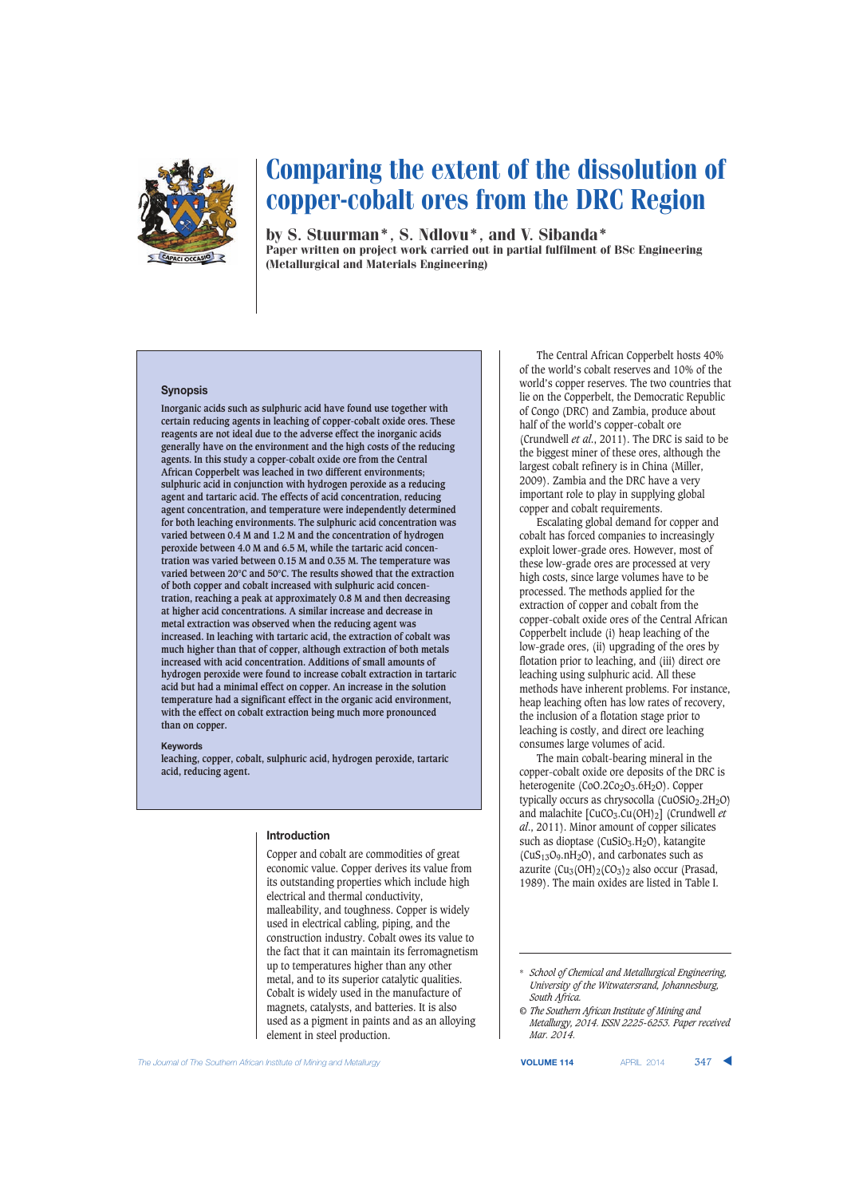# Comparing the extent of the dissolution of copper-cobalt ores from the DRC Region

by S. Stuurman*, S. Ndlovu*, and V. Sibanda*

**Paper written on project work carried out in partial fulfilment of BSc Engineering (Metallurgical and Materials Engineering)**

## Synopsis

**Inorganic acids such as sulphuric acid have found use together with certain reducing agents in leaching of copper-cobalt oxide ores. These reagents are not ideal due to the adverse effect the inorganic acids generally have on the environment and the high costs of the reducing agents. In this study a copper-cobalt oxide ore from the Central African Copperbelt was leached in two different environments; sulphuric acid in conjunction with hydrogen peroxide as a reducing agent and tartaric acid. The effects of acid concentration, reducing agent concentration, and temperature were independently determined for both leaching environments. The sulphuric acid concentration was varied between 0.4 M and 1.2 M and the concentration of hydrogen peroxide between 4.0 M and 6.5 M, while the tartaric acid concentration was varied between 0.15 M and 0.35 M. The temperature was varied between 20°C and 50°C. The results showed that the extraction of both copper and cobalt increased with sulphuric acid concentration, reaching a peak at approximately 0.8 M and then decreasing at higher acid concentrations. A similar increase and decrease in metal extraction was observed when the reducing agent was increased. In leaching with tartaric acid, the extraction of cobalt was much higher than that of copper, although extraction of both metals increased with acid concentration. Additions of small amounts of hydrogen peroxide were found to increase cobalt extraction in tartaric acid but had a minimal effect on copper. An increase in the solution temperature had a significant effect in the organic acid environment, with the effect on cobalt extraction being much more pronounced than on copper.**

**Keywords**

leaching, copper, cobalt, sulphuric acid, hydrogen peroxide, tartaric acid, reducing agent.

## Introduction

Copper and cobalt are commodities of great economic value. Copper derives its value from its outstanding properties which include high electrical and thermal conductivity, malleability, and toughness. Copper is widely used in electrical cabling, piping, and the construction industry. Cobalt owes its value to the fact that it can maintain its ferromagnetism up to temperatures higher than any other metal, and to its superior catalytic qualities. Cobalt is widely used in the manufacture of magnets, catalysts, and batteries. It is also used as a pigment in paints and as an alloying element in steel production.

The Central African Copperbelt hosts 40% of the world's cobalt reserves and 10% of the world's copper reserves. The two countries that lie on the Copperbelt, the Democratic Republic of Congo (DRC) and Zambia, produce about half of the world's copper-cobalt ore (Crundwell *et al.*, 2011). The DRC is said to be the biggest miner of these ores, although the largest cobalt refinery is in China (Miller, 2009). Zambia and the DRC have a very important role to play in supplying global copper and cobalt requirements.

Escalating global demand for copper and cobalt has forced companies to increasingly exploit lower-grade ores. However, most of these low-grade ores are processed at very high costs, since large volumes have to be processed. The methods applied for the extraction of copper and cobalt from the copper-cobalt oxide ores of the Central African Copperbelt include (i) heap leaching of the low-grade ores, (ii) upgrading of the ores by flotation prior to leaching, and (iii) direct ore leaching using sulphuric acid. All these methods have inherent problems. For instance, heap leaching often has low rates of recovery, the inclusion of a flotation stage prior to leaching is costly, and direct ore leaching consumes large volumes of acid.

The main cobalt-bearing mineral in the copper-cobalt oxide ore deposits of the DRC is heterogenite ($CoO.2Co_2O_3.6H_2O$). Copper typically occurs as chrysocolla ($CuOSiO_2.2H_2O$) and malachite [$CuCO_3.Cu(OH)_2$] (Crundwell *et al.*, 2011). Minor amount of copper silicates such as dioptase ($CuSiO_3.H_2O$), katangite ($CuS_{13}O_9.nH_2O$), and carbonates such as azurite ($Cu_3(OH)_2(CO_3)_2$ also occur (Prasad, 1989). The main oxides are listed in Table I.

---

\* *School of Chemical and Metallurgical Engineering, University of the Witwatersrand, Johannesburg, South Africa.*

© *The Southern African Institute of Mining and Metallurgy, 2014. ISSN 2225-6253. Paper received Mar. 2014.*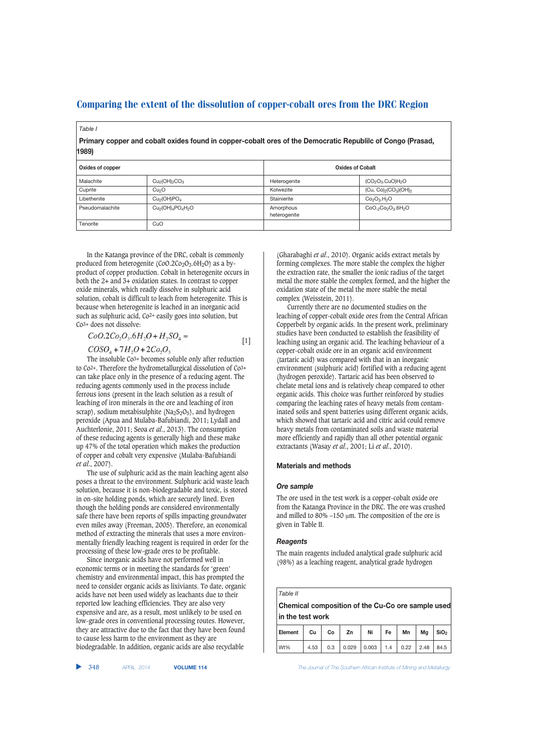Table I

**Primary copper and cobalt oxides found in copper-cobalt ores of the Democratic Republilc of Congo (Prasad, 1989)**

| Oxides of copper | | Oxides of Cobalt | |
|---|---|---|---|
| Malachite | $Cu_2(OH)_2CO_3$ | Heterogenite | $(CO_2O_3.CuO)H_2O$ |
| Cuprite | $Cu_2O$ | Kolwezite | $(Cu, Co)_2(CO_3)(OH)_2$ |
| Libethenite | $Cu_2(OH)PO_4$ | Stainierite | $Co_2O_3.H_2O$ |
| Pseudomalachite | $Cu_2(OH)_4PO_4H_2O$ | Amorphous heterogenite | $CoO._2Co_2O_3.6H_2O$ |
| Tenorite | $CuO$ | | |

In the Katanga province of the DRC, cobalt is commonly produced from heterogenite ($CoO.2Co_2O_3.6H_2O$) as a by-product of copper production. Cobalt in heterogenite occurs in both the 2+ and 3+ oxidation states. In contrast to copper oxide minerals, which readily dissolve in sulphuric acid solution, cobalt is difficult to leach from heterogenite. This is because when heterogenite is leached in an inorganic acid such as sulphuric acid, $Co^{2+}$ easily goes into solution, but $Co^{3+}$ does not dissolve:

$$CoO.2Co_2O_3.6H_2O + H_2SO_4 = COSO_4 + 7H_2O + 2Co_2O_3 \quad [1]$$

The insoluble $Co^{3+}$ becomes soluble only after reduction to $Co^{2+}$. Therefore the hydrometallurgical dissolution of $Co^{3+}$ can take place only in the presence of a reducing agent. The reducing agents commonly used in the process include ferrous ions (present in the leach solution as a result of leaching of iron minerals in the ore and leaching of iron scrap), sodium metabisulphite ($Na_2S_2O_5$), and hydrogen peroxide (Apua and Mulaba-Bafubiandi, 2011; Lydall and Auchterlonie, 2011; Seoa *et al.*, 2013). The consumption of these reducing agents is generally high and these make up 47% of the total operation which makes the production of copper and cobalt very expensive (Mulaba-Bafubiandi *et al.*, 2007).

The use of sulphuric acid as the main leaching agent also poses a threat to the environment. Sulphuric acid waste leach solution, because it is non-biodegradable and toxic, is stored in on-site holding ponds, which are securely lined. Even though the holding ponds are considered environmentally safe there have been reports of spills impacting groundwater even miles away (Freeman, 2005). Therefore, an economical method of extracting the minerals that uses a more environmentally friendly leaching reagent is required in order for the processing of these low-grade ores to be profitable.

Since inorganic acids have not performed well in economic terms or in meeting the standards for 'green' chemistry and environmental impact, this has prompted the need to consider organic acids as lixiviants. To date, organic acids have not been used widely as leachants due to their reported low leaching efficiencies. They are also very expensive and are, as a result, most unlikely to be used on low-grade ores in conventional processing routes. However, they are attractive due to the fact that they have been found to cause less harm to the environment as they are biodegradable. In addition, organic acids are also recyclable (Gharabaghi *et al.*, 2010). Organic acids extract metals by forming complexes. The more stable the complex the higher the extraction rate, the smaller the ionic radius of the target metal the more stable the complex formed, and the higher the oxidation state of the metal the more stable the metal complex (Weisstein, 2011).

Currently there are no documented studies on the leaching of copper-cobalt oxide ores from the Central African Copperbelt by organic acids. In the present work, preliminary studies have been conducted to establish the feasibility of leaching using an organic acid. The leaching behaviour of a copper-cobalt oxide ore in an organic acid environment (tartaric acid) was compared with that in an inorganic environment (sulphuric acid) fortified with a reducing agent (hydrogen peroxide). Tartaric acid has been observed to chelate metal ions and is relatively cheap compared to other organic acids. This choice was further reinforced by studies comparing the leaching rates of heavy metals from contaminated soils and spent batteries using different organic acids, which showed that tartaric acid and citric acid could remove heavy metals from contaminated soils and waste material more efficiently and rapidly than all other potential organic extractants (Wasay *et al.*, 2001; Li *et al.*, 2010).

## Materials and methods

### *Ore sample*

The ore used in the test work is a copper-cobalt oxide ore from the Katanga Province in the DRC. The ore was crushed and milled to 80% –150 μm. The composition of the ore is given in Table II.

### *Reagents*

The main reagents included analytical grade sulphuric acid (98%) as a leaching reagent, analytical grade hydrogen

Table II

**Chemical composition of the Cu-Co ore sample used in the test work**

| Element | Cu | Co | Zn | Ni | Fe | Mn | Mg | $SiO_2$ |
|---|---|---|---|---|---|---|---|---|
| Wt% | 4.53 | 0.3 | 0.029 | 0.003 | 1.4 | 0.22 | 2.48 | 84.5 |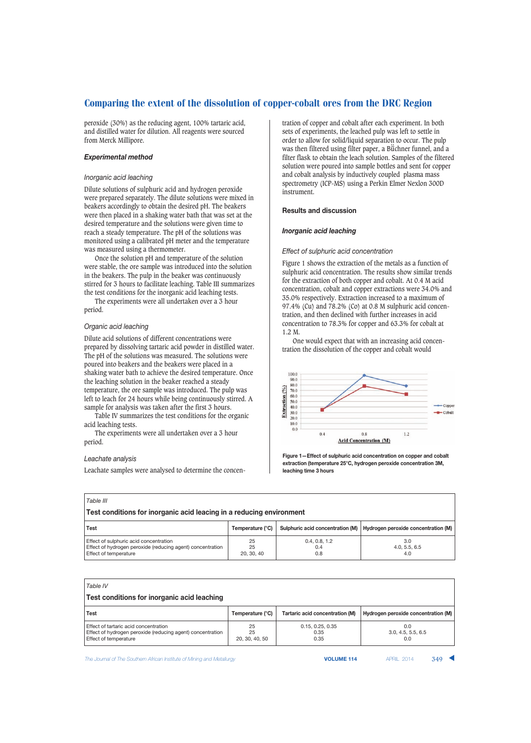peroxide (30%) as the reducing agent, 100% tartaric acid, and distilled water for dilution. All reagents were sourced from Merck Millipore.

### *Experimental method*

#### *Inorganic acid leaching*

Dilute solutions of sulphuric acid and hydrogen peroxide were prepared separately. The dilute solutions were mixed in beakers accordingly to obtain the desired pH. The beakers were then placed in a shaking water bath that was set at the desired temperature and the solutions were given time to reach a steady temperature. The pH of the solutions was monitored using a calibrated pH meter and the temperature was measured using a thermometer.

Once the solution pH and temperature of the solution were stable, the ore sample was introduced into the solution in the beakers. The pulp in the beaker was continuously stirred for 3 hours to facilitate leaching. Table III summarizes the test conditions for the inorganic acid leaching tests.

The experiments were all undertaken over a 3 hour period.

#### *Organic acid leaching*

Dilute acid solutions of different concentrations were prepared by dissolving tartaric acid powder in distilled water. The pH of the solutions was measured. The solutions were poured into beakers and the beakers were placed in a shaking water bath to achieve the desired temperature. Once the leaching solution in the beaker reached a steady temperature, the ore sample was introduced. The pulp was left to leach for 24 hours while being continuously stirred. A sample for analysis was taken after the first 3 hours.

Table IV summarizes the test conditions for the organic acid leaching tests.

The experiments were all undertaken over a 3 hour period.

#### *Leachate analysis*

Leachate samples were analysed to determine the concentration of copper and cobalt after each experiment. In both sets of experiments, the leached pulp was left to settle in order to allow for solid/liquid separation to occur. The pulp was then filtered using filter paper, a Büchner funnel, and a filter flask to obtain the leach solution. Samples of the filtered solution were poured into sample bottles and sent for copper and cobalt analysis by inductively coupled plasma mass spectrometry (ICP-MS) using a Perkin Elmer Nexlon 300D instrument.

## Results and discussion

### *Inorganic acid leaching*

#### *Effect of sulphuric acid concentration*

Figure 1 shows the extraction of the metals as a function of sulphuric acid concentration. The results show similar trends for the extraction of both copper and cobalt. At 0.4 M acid concentration, cobalt and copper extractions were 34.0% and 35.0% respectively. Extraction increased to a maximum of 97.4% (Cu) and 78.2% (Co) at 0.8 M sulphuric acid concentration, and then declined with further increases in acid concentration to 78.3% for copper and 63.3% for cobalt at 1.2 M.

One would expect that with an increasing acid concentration the dissolution of the copper and cobalt would

100.0
90.0
80.0
70.0
60.0
50.0
40.0
30.0
20.0
10.0
0.0
Extraction (%)
0.4
0.8
1.2
Acid Concentration (M)
Copper
Cobalt

**Figure 1—Effect of sulphuric acid concentration on copper and cobalt extraction (temperature 25°C, hydrogen peroxide concentration 3M, leaching time 3 hours**

*Table III*

**Test conditions for inorganic acid leacing in a reducing environment**

| Test | Temperature (°C) | Sulphuric acid concentration (M) | Hydrogen peroxide concentration (M) |
|---|---|---|---|
| Effect of sulphuric acid concentration | 25 | 0.4, 0.8, 1.2 | 3.0 |
| Effect of hydrogen peroxide (reducing agent) concentration | 25 | 0.4 | 4.0, 5.5, 6.5 |
| Effect of temperature | 20, 30, 40 | 0.8 | 4.0 |

*Table IV*

**Test conditions for inorganic acid leaching**

| Test | Temperature (°C) | Tartaric acid concentration (M) | Hydrogen peroxide concentration (M) |
|---|---|---|---|
| Effect of tartaric acid concentration | 25 | 0.15, 0.25, 0.35 | 0.0 |
| Effect of hydrogen peroxide (reducing agent) concentration | 25 | 0.35 | 3.0, 4.5, 5.5, 6.5 |
| Effect of temperature | 20, 30, 40, 50 | 0.35 | 0.0 |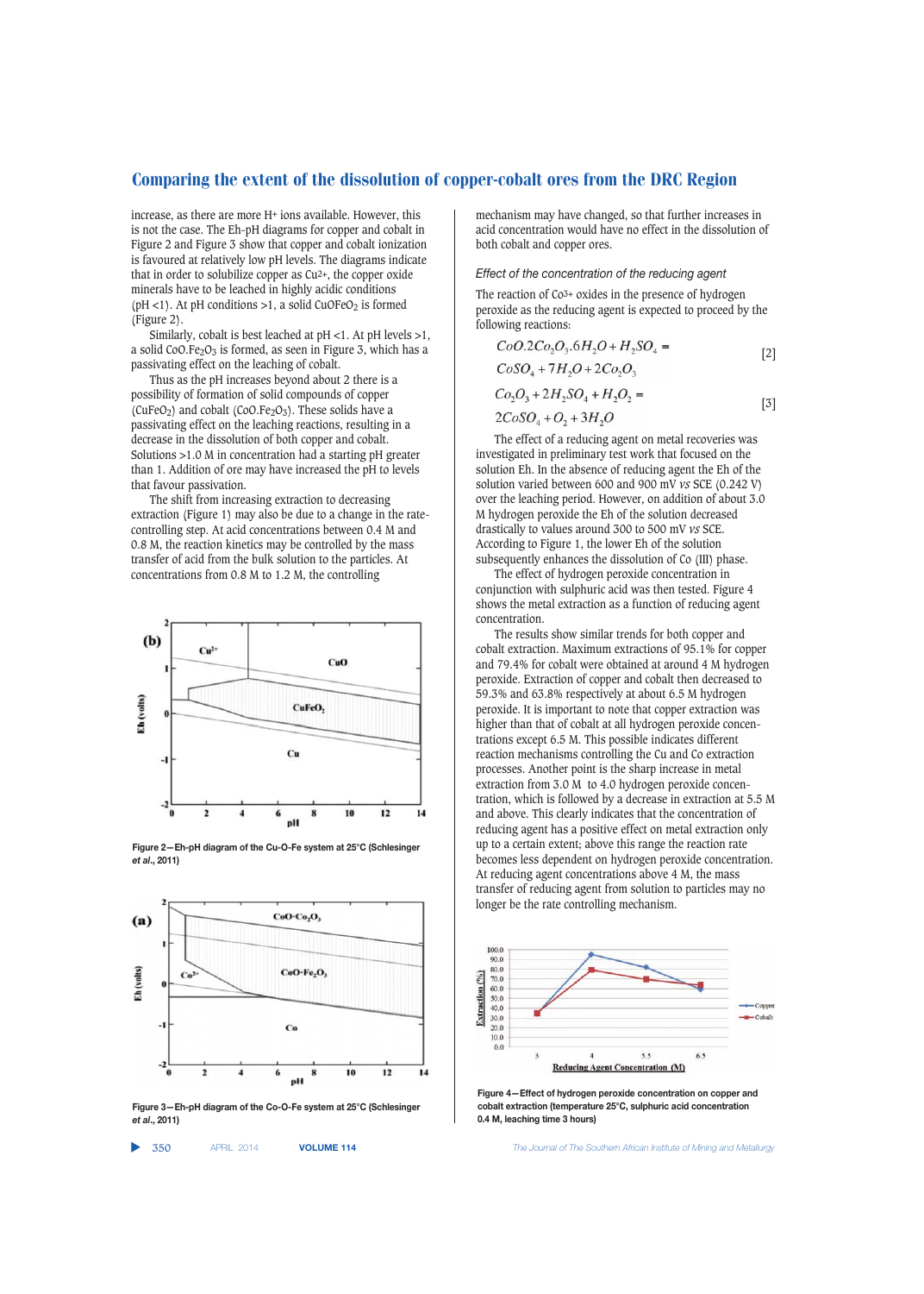## Comparing the extent of the dissolution of copper-cobalt ores from the DRC Region

increase, as there are more H+ ions available. However, this is not the case. The Eh-pH diagrams for copper and cobalt in Figure 2 and Figure 3 show that copper and cobalt ionization is favoured at relatively low pH levels. The diagrams indicate that in order to solubilize copper as $Cu^{2+}$, the copper oxide minerals have to be leached in highly acidic conditions (pH <1). At pH conditions >1, a solid $CuOFeO_2$ is formed (Figure 2).

Similarly, cobalt is best leached at pH <1. At pH levels >1, a solid $CoO.Fe_2O_3$ is formed, as seen in Figure 3, which has a passivating effect on the leaching of cobalt.

Thus as the pH increases beyond about 2 there is a possibility of formation of solid compounds of copper ($CuFeO_2$) and cobalt ($CoO.Fe_2O_3$). These solids have a passivating effect on the leaching reactions, resulting in a decrease in the dissolution of both copper and cobalt. Solutions >1.0 M in concentration had a starting pH greater than 1. Addition of ore may have increased the pH to levels that favour passivation.

The shift from increasing extraction to decreasing extraction (Figure 1) may also be due to a change in the rate-controlling step. At acid concentrations between 0.4 M and 0.8 M, the reaction kinetics may be controlled by the mass transfer of acid from the bulk solution to the particles. At concentrations from 0.8 M to 1.2 M, the controlling mechanism may have changed, so that further increases in acid concentration would have no effect in the dissolution of both cobalt and copper ores.

(b)
Eh (volts)
2
1
0
-1
-2
$Cu^{2+}$
CuO
$CuFeO_2$
Cu
0 2 4 6 8 10 12 14
pH

Figure 2—Eh-pH diagram of the Cu-O-Fe system at 25°C (Schlesinger *et al*., 2011)

(a)
Eh (volts)
2
1
0
-1
-2
$CoO{\cdot}Co_2O_3$
$Co^{2+}$
$CoO{\cdot}Fe_2O_3$
Co
0 2 4 6 8 10 12 14
pH

Figure 3—Eh-pH diagram of the Co-O-Fe system at 25°C (Schlesinger *et al*., 2011)

### *Effect of the concentration of the reducing agent*

The reaction of $Co^{3+}$ oxides in the presence of hydrogen peroxide as the reducing agent is expected to proceed by the following reactions:

$$CoO.2Co_2O_3.6H_2O + H_2SO_4 = CoSO_4 + 7H_2O + 2Co_2O_3 \quad [2]$$

$$Co_2O_3 + 2H_2SO_4 + H_2O_2 = 2CoSO_4 + O_2 + 3H_2O \quad [3]$$

The effect of a reducing agent on metal recoveries was investigated in preliminary test work that focused on the solution Eh. In the absence of reducing agent the Eh of the solution varied between 600 and 900 mV *vs* SCE (0.242 V) over the leaching period. However, on addition of about 3.0 M hydrogen peroxide the Eh of the solution decreased drastically to values around 300 to 500 mV *vs* SCE. According to Figure 1, the lower Eh of the solution subsequently enhances the dissolution of Co (III) phase.

The effect of hydrogen peroxide concentration in conjunction with sulphuric acid was then tested. Figure 4 shows the metal extraction as a function of reducing agent concentration.

The results show similar trends for both copper and cobalt extraction. Maximum extractions of 95.1% for copper and 79.4% for cobalt were obtained at around 4 M hydrogen peroxide. Extraction of copper and cobalt then decreased to 59.3% and 63.8% respectively at about 6.5 M hydrogen peroxide. It is important to note that copper extraction was higher than that of cobalt at all hydrogen peroxide concentrations except 6.5 M. This possible indicates different reaction mechanisms controlling the Cu and Co extraction processes. Another point is the sharp increase in metal extraction from 3.0 M to 4.0 hydrogen peroxide concentration, which is followed by a decrease in extraction at 5.5 M and above. This clearly indicates that the concentration of reducing agent has a positive effect on metal extraction only up to a certain extent; above this range the reaction rate becomes less dependent on hydrogen peroxide concentration. At reducing agent concentrations above 4 M, the mass transfer of reducing agent from solution to particles may no longer be the rate controlling mechanism.

Extraction (%)
100.0
90.0
80.0
70.0
60.0
50.0
40.0
30.0
20.0
10.0
0.0
3 4 5.5 6.5
Reducing Agent Concentration (M)
Copper
Cobalt

Figure 4—Effect of hydrogen peroxide concentration on copper and cobalt extraction (temperature 25°C, sulphuric acid concentration 0.4 M, leaching time 3 hours)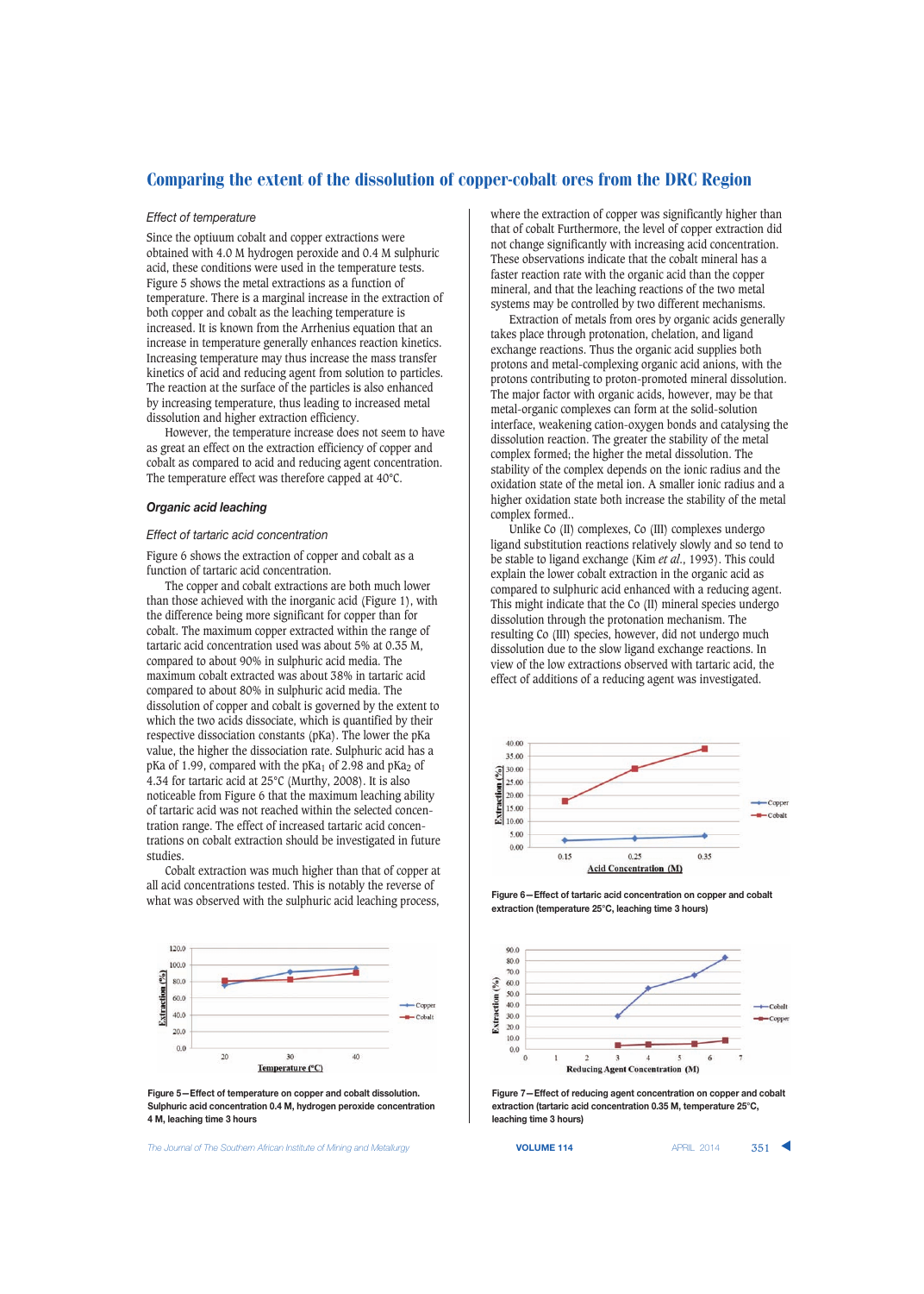# Comparing the extent of the dissolution of copper-cobalt ores from the DRC Region

*Effect of temperature*

Since the optiuum cobalt and copper extractions were obtained with 4.0 M hydrogen peroxide and 0.4 M sulphuric acid, these conditions were used in the temperature tests. Figure 5 shows the metal extractions as a function of temperature. There is a marginal increase in the extraction of both copper and cobalt as the leaching temperature is increased. It is known from the Arrhenius equation that an increase in temperature generally enhances reaction kinetics. Increasing temperature may thus increase the mass transfer kinetics of acid and reducing agent from solution to particles. The reaction at the surface of the particles is also enhanced by increasing temperature, thus leading to increased metal dissolution and higher extraction efficiency.

However, the temperature increase does not seem to have as great an effect on the extraction efficiency of copper and cobalt as compared to acid and reducing agent concentration. The temperature effect was therefore capped at 40°C.

### *Organic acid leaching*

*Effect of tartaric acid concentration*

Figure 6 shows the extraction of copper and cobalt as a function of tartaric acid concentration.

The copper and cobalt extractions are both much lower than those achieved with the inorganic acid (Figure 1), with the difference being more significant for copper than for cobalt. The maximum copper extracted within the range of tartaric acid concentration used was about 5% at 0.35 M, compared to about 90% in sulphuric acid media. The maximum cobalt extracted was about 38% in tartaric acid compared to about 80% in sulphuric acid media. The dissolution of copper and cobalt is governed by the extent to which the two acids dissociate, which is quantified by their respective dissociation constants (pKa). The lower the pKa value, the higher the dissociation rate. Sulphuric acid has a pKa of 1.99, compared with the $pKa_1$ of 2.98 and $pKa_2$ of 4.34 for tartaric acid at 25°C (Murthy, 2008). It is also noticeable from Figure 6 that the maximum leaching ability of tartaric acid was not reached within the selected concentration range. The effect of increased tartaric acid concentrations on cobalt extraction should be investigated in future studies.

Cobalt extraction was much higher than that of copper at all acid concentrations tested. This is notably the reverse of what was observed with the sulphuric acid leaching process, where the extraction of copper was significantly higher than that of cobalt Furthermore, the level of copper extraction did not change significantly with increasing acid concentration. These observations indicate that the cobalt mineral has a faster reaction rate with the organic acid than the copper mineral, and that the leaching reactions of the two metal systems may be controlled by two different mechanisms.

Extraction of metals from ores by organic acids generally takes place through protonation, chelation, and ligand exchange reactions. Thus the organic acid supplies both protons and metal-complexing organic acid anions, with the protons contributing to proton-promoted mineral dissolution. The major factor with organic acids, however, may be that metal-organic complexes can form at the solid-solution interface, weakening cation-oxygen bonds and catalysing the dissolution reaction. The greater the stability of the metal complex formed; the higher the metal dissolution. The stability of the complex depends on the ionic radius and the oxidation state of the metal ion. A smaller ionic radius and a higher oxidation state both increase the stability of the metal complex formed..

Unlike Co (II) complexes, Co (III) complexes undergo ligand substitution reactions relatively slowly and so tend to be stable to ligand exchange (Kim *et al.*, 1993). This could explain the lower cobalt extraction in the organic acid as compared to sulphuric acid enhanced with a reducing agent. This might indicate that the Co (II) mineral species undergo dissolution through the protonation mechanism. The resulting Co (III) species, however, did not undergo much dissolution due to the slow ligand exchange reactions. In view of the low extractions observed with tartaric acid, the effect of additions of a reducing agent was investigated.

Extraction (%)
120.0
100.0
80.0
60.0
40.0
20.0
0.0
20
30
40
Temperature (°C)
Copper
Cobalt

Figure 5—Effect of temperature on copper and cobalt dissolution. Sulphuric acid concentration 0.4 M, hydrogen peroxide concentration 4 M, leaching time 3 hours

Extraction (%)
40.00
35.00
30.00
25.00
20.00
15.00
10.00
5.00
0.00
0.15
0.25
0.35
Acid Concentration (M)
Copper
Cobalt

Figure 6—Effect of tartaric acid concentration on copper and cobalt extraction (temperature 25°C, leaching time 3 hours)

Extraction (%)
90.0
80.0
70.0
60.0
50.0
40.0
30.0
20.0
10.0
0.0
0
1
2
3
4
5
6
7
Reducing Agent Concentration (M)
Cobalt
Copper

Figure 7—Effect of reducing agent concentration on copper and cobalt extraction (tartaric acid concentration 0.35 M, temperature 25°C, leaching time 3 hours)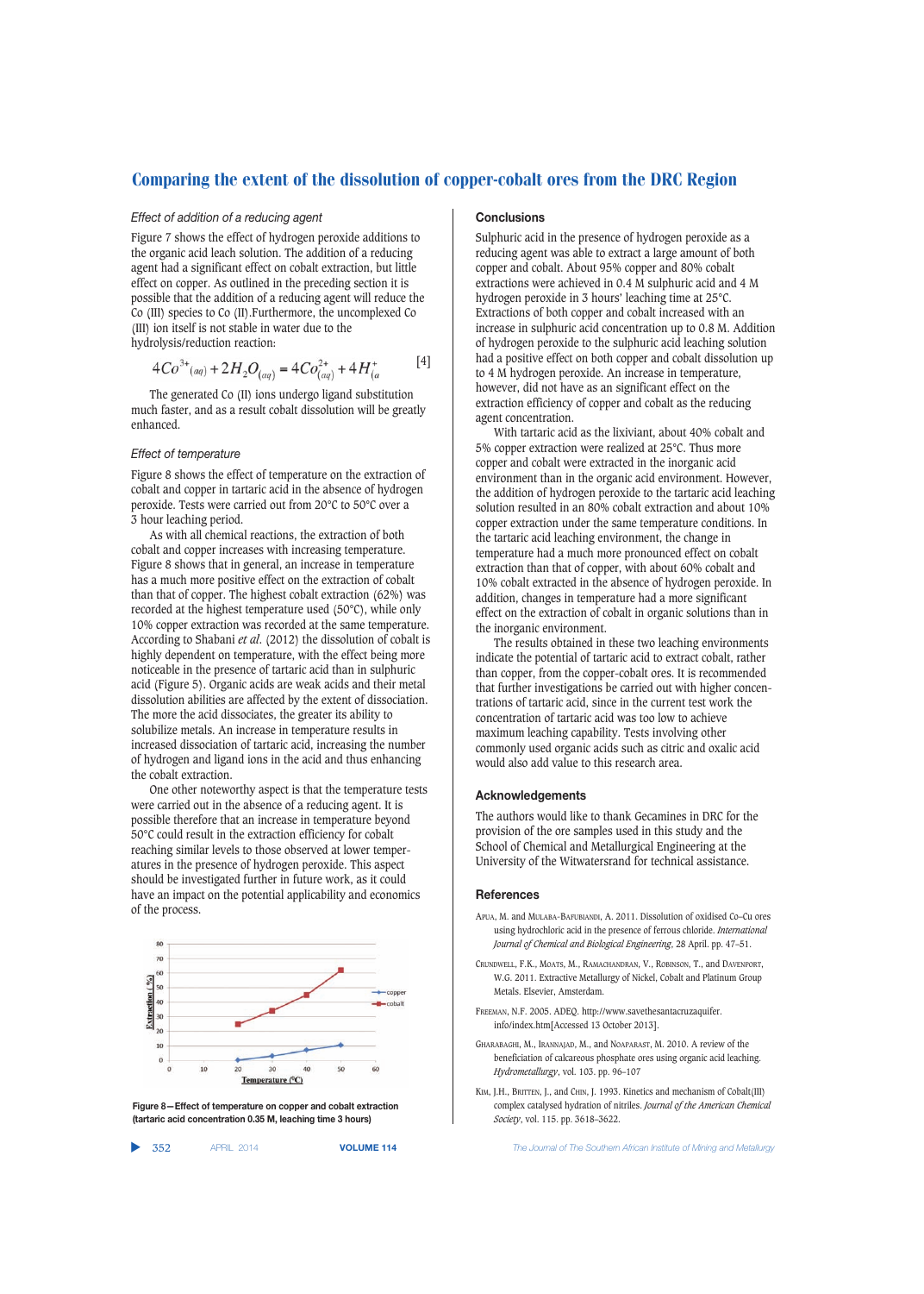# Comparing the extent of the dissolution of copper-cobalt ores from the DRC Region

### *Effect of addition of a reducing agent*

Figure 7 shows the effect of hydrogen peroxide additions to the organic acid leach solution. The addition of a reducing agent had a significant effect on cobalt extraction, but little effect on copper. As outlined in the preceding section it is possible that the addition of a reducing agent will reduce the Co (III) species to Co (II).Furthermore, the uncomplexed Co (III) ion itself is not stable in water due to the hydrolysis/reduction reaction:

$$4Co^{3+}_{(aq)} + 2H_2O_{(aq)} = 4Co^{2+}_{(aq)} + 4H^+_{(a} \quad [4]$$

The generated Co (II) ions undergo ligand substitution much faster, and as a result cobalt dissolution will be greatly enhanced.

### *Effect of temperature*

Figure 8 shows the effect of temperature on the extraction of cobalt and copper in tartaric acid in the absence of hydrogen peroxide. Tests were carried out from 20°C to 50°C over a 3 hour leaching period.

As with all chemical reactions, the extraction of both cobalt and copper increases with increasing temperature. Figure 8 shows that in general, an increase in temperature has a much more positive effect on the extraction of cobalt than that of copper. The highest cobalt extraction (62%) was recorded at the highest temperature used (50°C), while only 10% copper extraction was recorded at the same temperature. According to Shabani *et al.* (2012) the dissolution of cobalt is highly dependent on temperature, with the effect being more noticeable in the presence of tartaric acid than in sulphuric acid (Figure 5). Organic acids are weak acids and their metal dissolution abilities are affected by the extent of dissociation. The more the acid dissociates, the greater its ability to solubilize metals. An increase in temperature results in increased dissociation of tartaric acid, increasing the number of hydrogen and ligand ions in the acid and thus enhancing the cobalt extraction.

One other noteworthy aspect is that the temperature tests were carried out in the absence of a reducing agent. It is possible therefore that an increase in temperature beyond 50°C could result in the extraction efficiency for cobalt reaching similar levels to those observed at lower temperatures in the presence of hydrogen peroxide. This aspect should be investigated further in future work, as it could have an impact on the potential applicability and economics of the process.

Extraction (%)
80
70
60
50
40
30
20
10
0
0 10 20 30 40 50 60
Temperature (°C)
copper
cobalt

**Figure 8—Effect of temperature on copper and cobalt extraction (tartaric acid concentration 0.35 M, leaching time 3 hours)**

## Conclusions

Sulphuric acid in the presence of hydrogen peroxide as a reducing agent was able to extract a large amount of both copper and cobalt. About 95% copper and 80% cobalt extractions were achieved in 0.4 M sulphuric acid and 4 M hydrogen peroxide in 3 hours' leaching time at 25°C. Extractions of both copper and cobalt increased with an increase in sulphuric acid concentration up to 0.8 M. Addition of hydrogen peroxide to the sulphuric acid leaching solution had a positive effect on both copper and cobalt dissolution up to 4 M hydrogen peroxide. An increase in temperature, however, did not have as an significant effect on the extraction efficiency of copper and cobalt as the reducing agent concentration.

With tartaric acid as the lixiviant, about 40% cobalt and 5% copper extraction were realized at 25°C. Thus more copper and cobalt were extracted in the inorganic acid environment than in the organic acid environment. However, the addition of hydrogen peroxide to the tartaric acid leaching solution resulted in an 80% cobalt extraction and about 10% copper extraction under the same temperature conditions. In the tartaric acid leaching environment, the change in temperature had a much more pronounced effect on cobalt extraction than that of copper, with about 60% cobalt and 10% cobalt extracted in the absence of hydrogen peroxide. In addition, changes in temperature had a more significant effect on the extraction of cobalt in organic solutions than in the inorganic environment.

The results obtained in these two leaching environments indicate the potential of tartaric acid to extract cobalt, rather than copper, from the copper-cobalt ores. It is recommended that further investigations be carried out with higher concentrations of tartaric acid, since in the current test work the concentration of tartaric acid was too low to achieve maximum leaching capability. Tests involving other commonly used organic acids such as citric and oxalic acid would also add value to this research area.

## Acknowledgements

The authors would like to thank Gecamines in DRC for the provision of the ore samples used in this study and the School of Chemical and Metallurgical Engineering at the University of the Witwatersrand for technical assistance.

## References

Apua, M. and Mulaba-Bafubiandi, A. 2011. Dissolution of oxidised Co–Cu ores using hydrochloric acid in the presence of ferrous chloride. *International Journal of Chemical and Biological Engineering*, 28 April. pp. 47–51.

Crundwell, F.K., Moats, M., Ramachandran, V., Robinson, T., and Davenport, W.G. 2011. Extractive Metallurgy of Nickel, Cobalt and Platinum Group Metals. Elsevier, Amsterdam.

Freeman, N.F. 2005. ADEQ. http://www.savethesantacruzaquifer. info/index.htm[Accessed 13 October 2013].

Gharabaghi, M., Irannajad, M., and Noaparast, M. 2010. A review of the beneficiation of calcareous phosphate ores using organic acid leaching. *Hydrometallurgy*, vol. 103. pp. 96–107

Kim, J.H., Britten, J., and Chin, J. 1993. Kinetics and mechanism of Cobalt(III) complex catalysed hydration of nitriles. *Journal of the American Chemical Society*, vol. 115. pp. 3618–3622.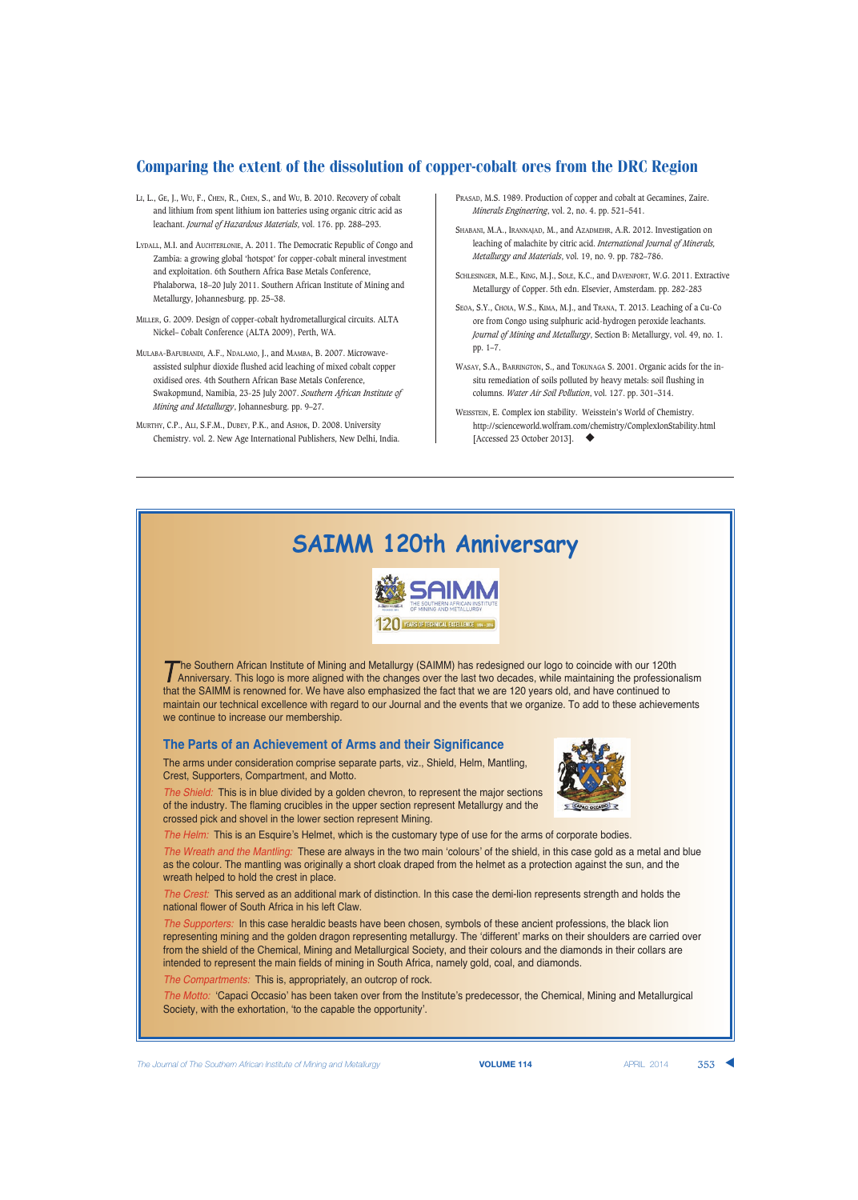LI, L., GE, J., WU, F., CHEN, R., CHEN, S., and WU, B. 2010. Recovery of cobalt and lithium from spent lithium ion batteries using organic citric acid as leachant. *Journal of Hazardous Materials*, vol. 176. pp. 288–293.

LYDALL, M.I. and AUCHTERLONIE, A. 2011. The Democratic Republic of Congo and Zambia: a growing global 'hotspot' for copper-cobalt mineral investment and exploitation. 6th Southern Africa Base Metals Conference, Phalaborwa, 18–20 July 2011. Southern African Institute of Mining and Metallurgy, Johannesburg. pp. 25–38.

MILLER, G. 2009. Design of copper-cobalt hydrometallurgical circuits. ALTA Nickel– Cobalt Conference (ALTA 2009), Perth, WA.

MULABA-BAFUBIANDI, A.F., NDALAMO, J., and MAMBA, B. 2007. Microwave-assisted sulphur dioxide flushed acid leaching of mixed cobalt copper oxidised ores. 4th Southern African Base Metals Conference, Swakopmund, Namibia, 23-25 July 2007. *Southern African Institute of Mining and Metallurgy*, Johannesburg. pp. 9–27.

MURTHY, C.P., ALI, S.F.M., DUBEY, P.K., and ASHOK, D. 2008. University Chemistry. vol. 2. New Age International Publishers, New Delhi, India.

PRASAD, M.S. 1989. Production of copper and cobalt at Gecamines, Zaire. *Minerals Engineering*, vol. 2, no. 4. pp. 521–541.

SHABANI, M.A., IRANNAJAD, M., and AZADMEHR, A.R. 2012. Investigation on leaching of malachite by citric acid. *International Journal of Minerals, Metallurgy and Materials*, vol. 19, no. 9. pp. 782–786.

SCHLESINGER, M.E., KING, M.J., SOLE, K.C., and DAVENPORT, W.G. 2011. Extractive Metallurgy of Copper. 5th edn. Elsevier, Amsterdam. pp. 282-283

SEOA, S.Y., CHOIA, W.S., KIMA, M.J., and TRANA, T. 2013. Leaching of a Cu-Co ore from Congo using sulphuric acid-hydrogen peroxide leachants. *Journal of Mining and Metallurgy*, Section B: Metallurgy, vol. 49, no. 1. pp. 1–7.

WASAY, S.A., BARRINGTON, S., and TOKUNAGA S. 2001. Organic acids for the in-situ remediation of soils polluted by heavy metals: soil flushing in columns. *Water Air Soil Pollution*, vol. 127. pp. 301–314.

WEISSTEIN, E. Complex ion stability. Weisstein's World of Chemistry. http://scienceworld.wolfram.com/chemistry/ComplexIonStability.html [Accessed 23 October 2013]. ◆

---

# SAIMM 120th Anniversary

The Southern African Institute of Mining and Metallurgy (SAIMM) has redesigned our logo to coincide with our 120th Anniversary. This logo is more aligned with the changes over the last two decades, while maintaining the professionalism that the SAIMM is renowned for. We have also emphasized the fact that we are 120 years old, and have continued to maintain our technical excellence with regard to our Journal and the events that we organize. To add to these achievements we continue to increase our membership.

## The Parts of an Achievement of Arms and their Significance

The arms under consideration comprise separate parts, viz., Shield, Helm, Mantling, Crest, Supporters, Compartment, and Motto.

*The Shield:* This is in blue divided by a golden chevron, to represent the major sections of the industry. The flaming crucibles in the upper section represent Metallurgy and the crossed pick and shovel in the lower section represent Mining.

*The Helm:* This is an Esquire's Helmet, which is the customary type of use for the arms of corporate bodies.

*The Wreath and the Mantling:* These are always in the two main 'colours' of the shield, in this case gold as a metal and blue as the colour. The mantling was originally a short cloak draped from the helmet as a protection against the sun, and the wreath helped to hold the crest in place.

*The Crest:* This served as an additional mark of distinction. In this case the demi-lion represents strength and holds the national flower of South Africa in his left Claw.

*The Supporters:* In this case heraldic beasts have been chosen, symbols of these ancient professions, the black lion representing mining and the golden dragon representing metallurgy. The 'different' marks on their shoulders are carried over from the shield of the Chemical, Mining and Metallurgical Society, and their colours and the diamonds in their collars are intended to represent the main fields of mining in South Africa, namely gold, coal, and diamonds.

*The Compartments:* This is, appropriately, an outcrop of rock.

*The Motto:* 'Capaci Occasio' has been taken over from the Institute's predecessor, the Chemical, Mining and Metallurgical Society, with the exhortation, 'to the capable the opportunity'.